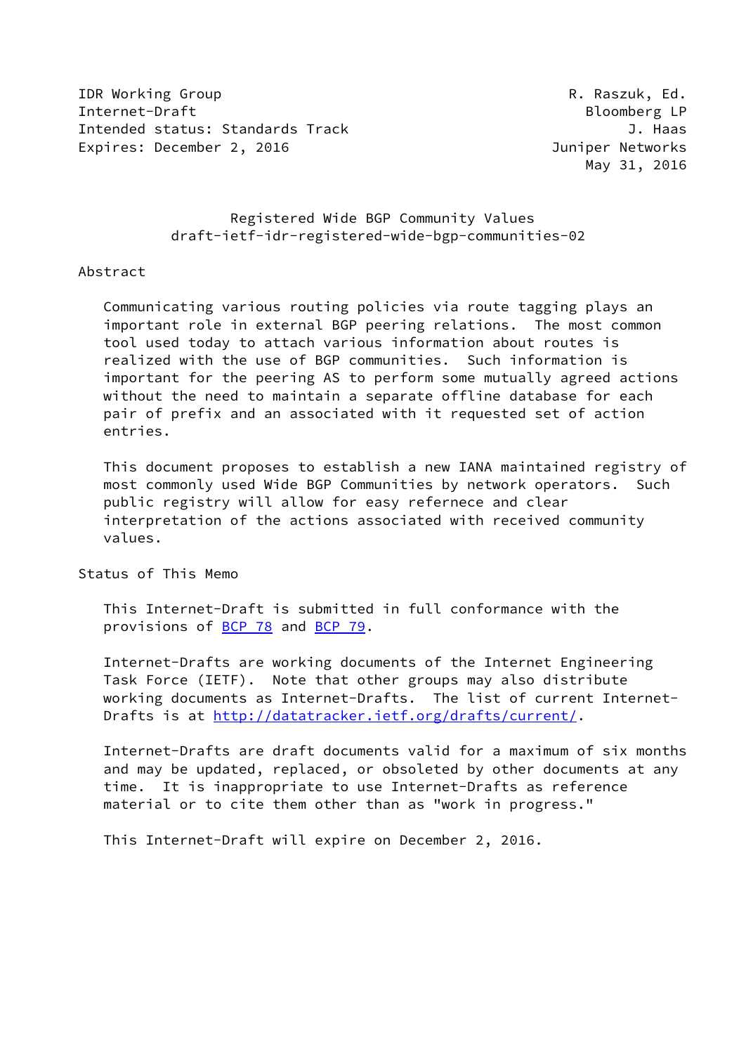IDR Working Group R. Raszuk, Ed.
Internet-Draft Bloomberg LP
Intended status: Standards Track J. Haas
Expires: December 2, 2016 Juniper Networks
May 31, 2016

# Registered Wide BGP Community Values
## draft-ietf-idr-registered-wide-bgp-communities-02

## Abstract

Communicating various routing policies via route tagging plays an important role in external BGP peering relations. The most common tool used today to attach various information about routes is realized with the use of BGP communities. Such information is important for the peering AS to perform some mutually agreed actions without the need to maintain a separate offline database for each pair of prefix and an associated with it requested set of action entries.

This document proposes to establish a new IANA maintained registry of most commonly used Wide BGP Communities by network operators. Such public registry will allow for easy refernece and clear interpretation of the actions associated with received community values.

## Status of This Memo

This Internet-Draft is submitted in full conformance with the provisions of BCP 78 and BCP 79.

Internet-Drafts are working documents of the Internet Engineering Task Force (IETF). Note that other groups may also distribute working documents as Internet-Drafts. The list of current Internet-Drafts is at http://datatracker.ietf.org/drafts/current/.

Internet-Drafts are draft documents valid for a maximum of six months and may be updated, replaced, or obsoleted by other documents at any time. It is inappropriate to use Internet-Drafts as reference material or to cite them other than as "work in progress."

This Internet-Draft will expire on December 2, 2016.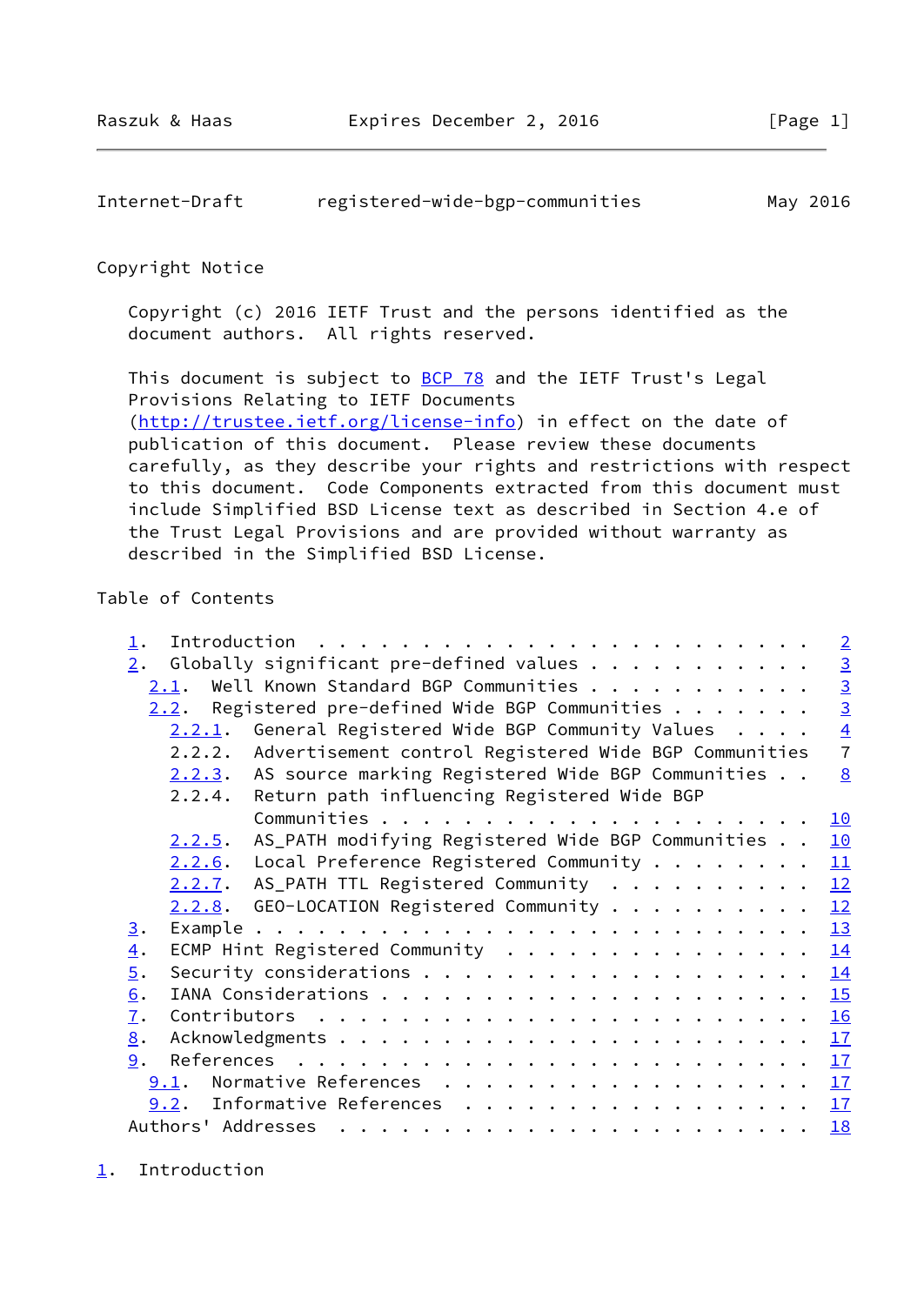Copyright Notice

Copyright (c) 2016 IETF Trust and the persons identified as the document authors. All rights reserved.

This document is subject to BCP 78 and the IETF Trust's Legal Provisions Relating to IETF Documents (http://trustee.ietf.org/license-info) in effect on the date of publication of this document. Please review these documents carefully, as they describe your rights and restrictions with respect to this document. Code Components extracted from this document must include Simplified BSD License text as described in Section 4.e of the Trust Legal Provisions and are provided without warranty as described in the Simplified BSD License.

Table of Contents

```
   1.  Introduction . . . . . . . . . . . . . . . . . . . . . . . .   2
   2.  Globally significant pre-defined values . . . . . . . . . . .   3
     2.1.  Well Known Standard BGP Communities . . . . . . . . . . .   3
     2.2.  Registered pre-defined Wide BGP Communities . . . . . . .   3
       2.2.1.  General Registered Wide BGP Community Values  . . . .   4
       2.2.2.  Advertisement control Registered Wide BGP Communities   7
       2.2.3.  AS source marking Registered Wide BGP Communities . .   8
       2.2.4.  Return path influencing Registered Wide BGP
               Communities . . . . . . . . . . . . . . . . . . . . .  10
       2.2.5.  AS_PATH modifying Registered Wide BGP Communities . .  10
       2.2.6.  Local Preference Registered Community . . . . . . . .  11
       2.2.7.  AS_PATH TTL Registered Community  . . . . . . . . . .  12
       2.2.8.  GEO-LOCATION Registered Community . . . . . . . . . .  12
   3.  Example . . . . . . . . . . . . . . . . . . . . . . . . . . .  13
   4.  ECMP Hint Registered Community  . . . . . . . . . . . . . . .  14
   5.  Security considerations . . . . . . . . . . . . . . . . . . .  14
   6.  IANA Considerations . . . . . . . . . . . . . . . . . . . . .  15
   7.  Contributors  . . . . . . . . . . . . . . . . . . . . . . . .  16
   8.  Acknowledgments . . . . . . . . . . . . . . . . . . . . . . .  17
   9.  References  . . . . . . . . . . . . . . . . . . . . . . . . .  17
     9.1.  Normative References  . . . . . . . . . . . . . . . . . .  17
     9.2.  Informative References  . . . . . . . . . . . . . . . . .  17
   Authors' Addresses  . . . . . . . . . . . . . . . . . . . . . . .  18
```

# 1. Introduction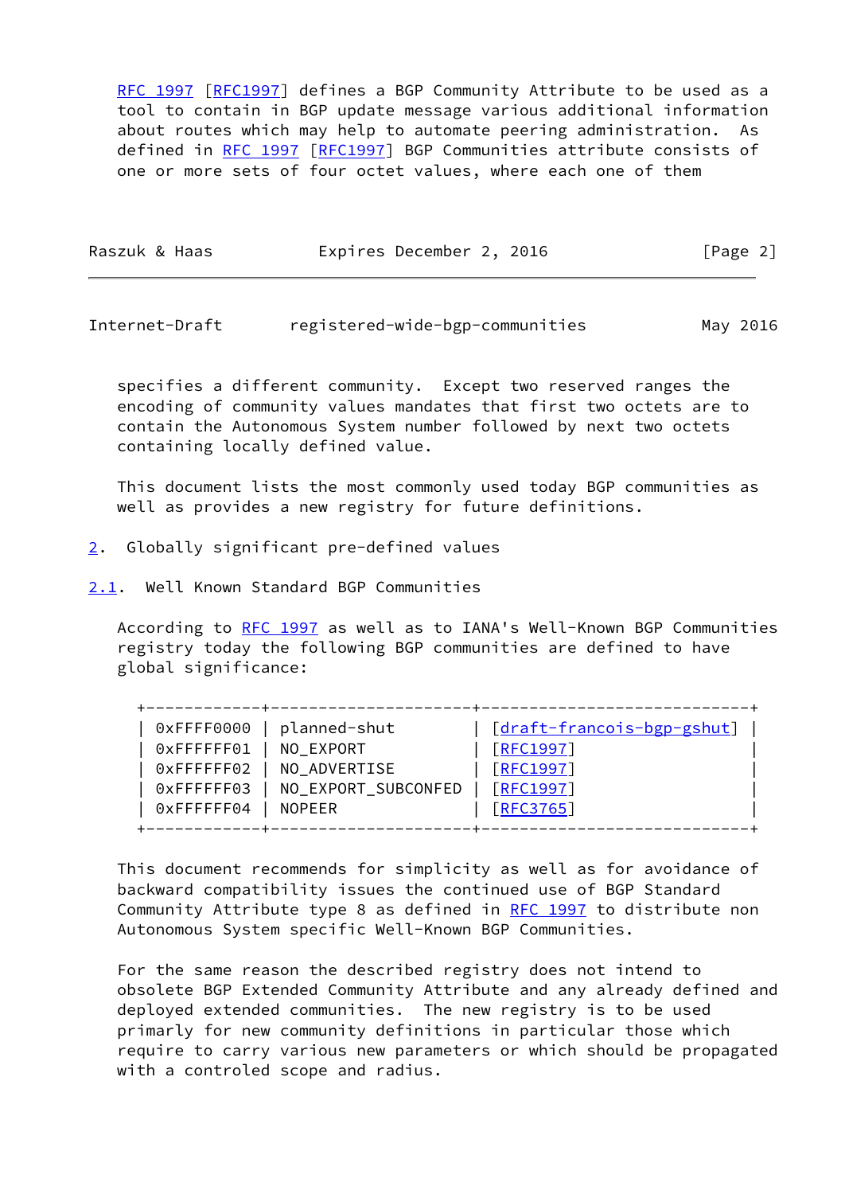RFC 1997 [RFC1997] defines a BGP Community Attribute to be used as a tool to contain in BGP update message various additional information about routes which may help to automate peering administration. As defined in RFC 1997 [RFC1997] BGP Communities attribute consists of one or more sets of four octet values, where each one of them specifies a different community. Except two reserved ranges the encoding of community values mandates that first two octets are to contain the Autonomous System number followed by next two octets containing locally defined value.

This document lists the most commonly used today BGP communities as well as provides a new registry for future definitions.

## 2. Globally significant pre-defined values

### 2.1. Well Known Standard BGP Communities

According to RFC 1997 as well as to IANA's Well-Known BGP Communities registry today the following BGP communities are defined to have global significance:

| | | |
|---|---|---|
| 0xFFFF0000 | planned-shut | [draft-francois-bgp-gshut] |
| 0xFFFFFF01 | NO_EXPORT | [RFC1997] |
| 0xFFFFFF02 | NO_ADVERTISE | [RFC1997] |
| 0xFFFFFF03 | NO_EXPORT_SUBCONFED | [RFC1997] |
| 0xFFFFFF04 | NOPEER | [RFC3765] |

This document recommends for simplicity as well as for avoidance of backward compatibility issues the continued use of BGP Standard Community Attribute type 8 as defined in RFC 1997 to distribute non Autonomous System specific Well-Known BGP Communities.

For the same reason the described registry does not intend to obsolete BGP Extended Community Attribute and any already defined and deployed extended communities. The new registry is to be used primarily for new community definitions in particular those which require to carry various new parameters or which should be propagated with a controled scope and radius.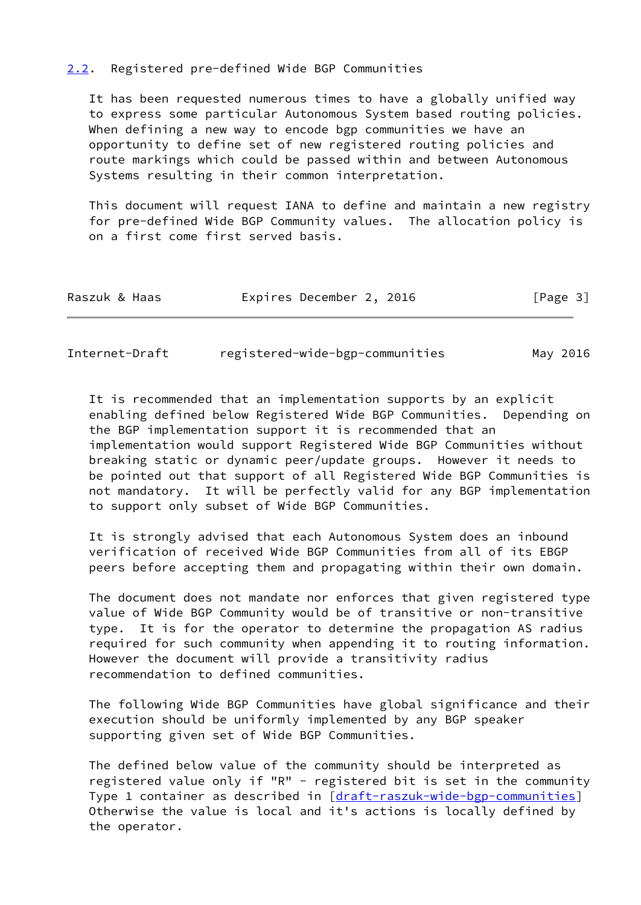## 2.2. Registered pre-defined Wide BGP Communities

It has been requested numerous times to have a globally unified way to express some particular Autonomous System based routing policies. When defining a new way to encode bgp communities we have an opportunity to define set of new registered routing policies and route markings which could be passed within and between Autonomous Systems resulting in their common interpretation.

This document will request IANA to define and maintain a new registry for pre-defined Wide BGP Community values. The allocation policy is on a first come first served basis.

It is recommended that an implementation supports by an explicit enabling defined below Registered Wide BGP Communities. Depending on the BGP implementation support it is recommended that an implementation would support Registered Wide BGP Communities without breaking static or dynamic peer/update groups. However it needs to be pointed out that support of all Registered Wide BGP Communities is not mandatory. It will be perfectly valid for any BGP implementation to support only subset of Wide BGP Communities.

It is strongly advised that each Autonomous System does an inbound verification of received Wide BGP Communities from all of its EBGP peers before accepting them and propagating within their own domain.

The document does not mandate nor enforces that given registered type value of Wide BGP Community would be of transitive or non-transitive type. It is for the operator to determine the propagation AS radius required for such community when appending it to routing information. However the document will provide a transitivity radius recommendation to defined communities.

The following Wide BGP Communities have global significance and their execution should be uniformly implemented by any BGP speaker supporting given set of Wide BGP Communities.

The defined below value of the community should be interpreted as registered value only if "R" - registered bit is set in the community Type 1 container as described in [draft-raszuk-wide-bgp-communities] Otherwise the value is local and it's actions is locally defined by the operator.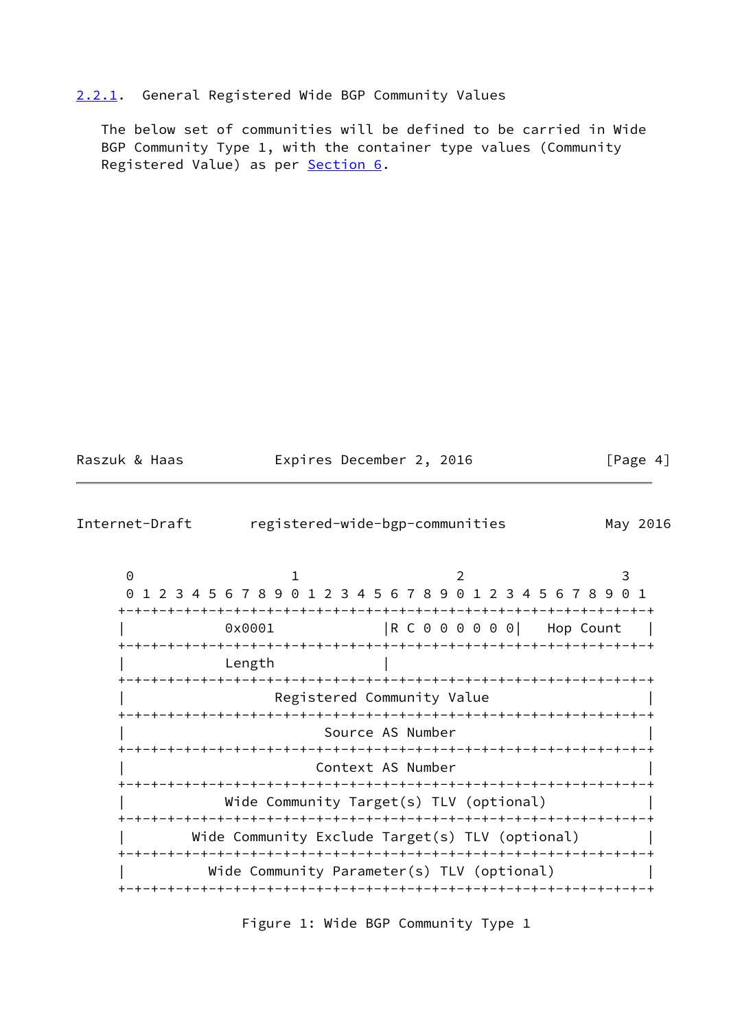### 2.2.1. General Registered Wide BGP Community Values

The below set of communities will be defined to be carried in Wide BGP Community Type 1, with the container type values (Community Registered Value) as per Section 6.

```
     0                   1                   2                   3
     0 1 2 3 4 5 6 7 8 9 0 1 2 3 4 5 6 7 8 9 0 1 2 3 4 5 6 7 8 9 0 1
    +-+-+-+-+-+-+-+-+-+-+-+-+-+-+-+-+-+-+-+-+-+-+-+-+-+-+-+-+-+-+-+-+
    |            0x0001             |R C 0 0 0 0 0 0|   Hop Count   |
    +-+-+-+-+-+-+-+-+-+-+-+-+-+-+-+-+-+-+-+-+-+-+-+-+-+-+-+-+-+-+-+-+
    |            Length             |
    +-+-+-+-+-+-+-+-+-+-+-+-+-+-+-+-+-+-+-+-+-+-+-+-+-+-+-+-+-+-+-+-+
    |                  Registered Community Value                   |
    +-+-+-+-+-+-+-+-+-+-+-+-+-+-+-+-+-+-+-+-+-+-+-+-+-+-+-+-+-+-+-+-+
    |                        Source AS Number                       |
    +-+-+-+-+-+-+-+-+-+-+-+-+-+-+-+-+-+-+-+-+-+-+-+-+-+-+-+-+-+-+-+-+
    |                       Context AS Number                       |
    +-+-+-+-+-+-+-+-+-+-+-+-+-+-+-+-+-+-+-+-+-+-+-+-+-+-+-+-+-+-+-+-+
    |            Wide Community Target(s) TLV (optional)            |
    +-+-+-+-+-+-+-+-+-+-+-+-+-+-+-+-+-+-+-+-+-+-+-+-+-+-+-+-+-+-+-+-+
    |        Wide Community Exclude Target(s) TLV (optional)        |
    +-+-+-+-+-+-+-+-+-+-+-+-+-+-+-+-+-+-+-+-+-+-+-+-+-+-+-+-+-+-+-+-+
    |          Wide Community Parameter(s) TLV (optional)           |
    +-+-+-+-+-+-+-+-+-+-+-+-+-+-+-+-+-+-+-+-+-+-+-+-+-+-+-+-+-+-+-+-+
```

Figure 1: Wide BGP Community Type 1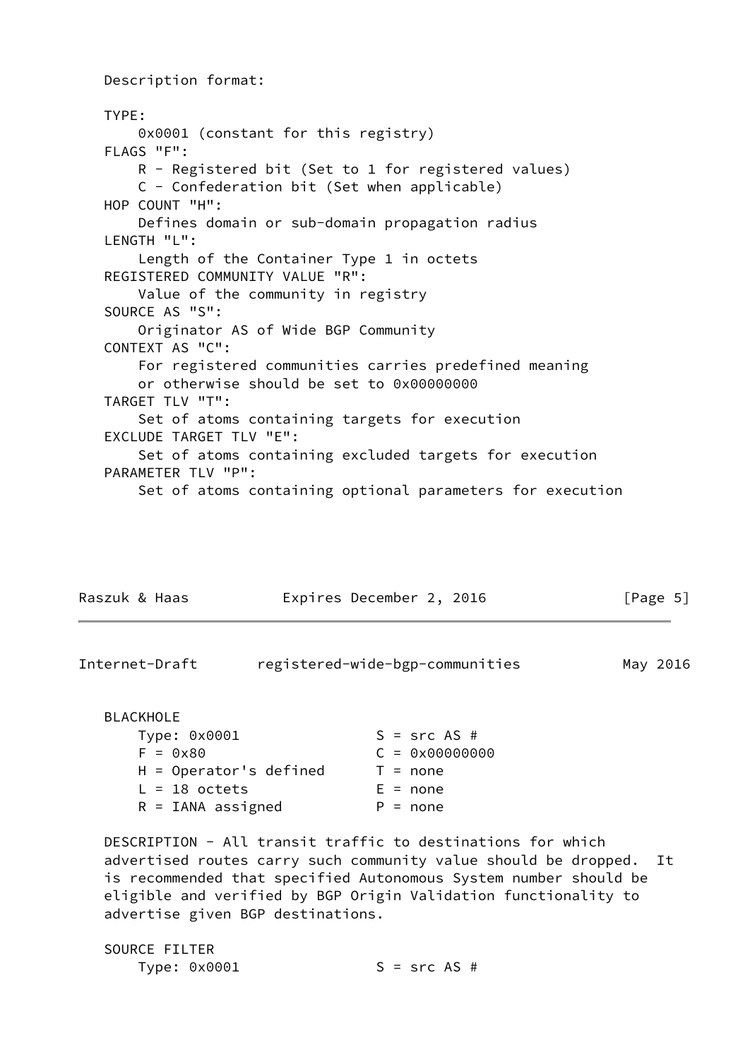Description format:

TYPE:
    0x0001 (constant for this registry)

FLAGS "F":
    R - Registered bit (Set to 1 for registered values)
    C - Confederation bit (Set when applicable)

HOP COUNT "H":
    Defines domain or sub-domain propagation radius

LENGTH "L":
    Length of the Container Type 1 in octets

REGISTERED COMMUNITY VALUE "R":
    Value of the community in registry

SOURCE AS "S":
    Originator AS of Wide BGP Community

CONTEXT AS "C":
    For registered communities carries predefined meaning
    or otherwise should be set to 0x00000000

TARGET TLV "T":
    Set of atoms containing targets for execution

EXCLUDE TARGET TLV "E":
    Set of atoms containing excluded targets for execution

PARAMETER TLV "P":
    Set of atoms containing optional parameters for execution

BLACKHOLE

```
    Type: 0x0001                S = src AS #
    F = 0x80                    C = 0x00000000
    H = Operator's defined      T = none
    L = 18 octets               E = none
    R = IANA assigned           P = none
```

DESCRIPTION - All transit traffic to destinations for which advertised routes carry such community value should be dropped. It is recommended that specified Autonomous System number should be eligible and verified by BGP Origin Validation functionality to advertise given BGP destinations.

SOURCE FILTER

```
    Type: 0x0001                S = src AS #
```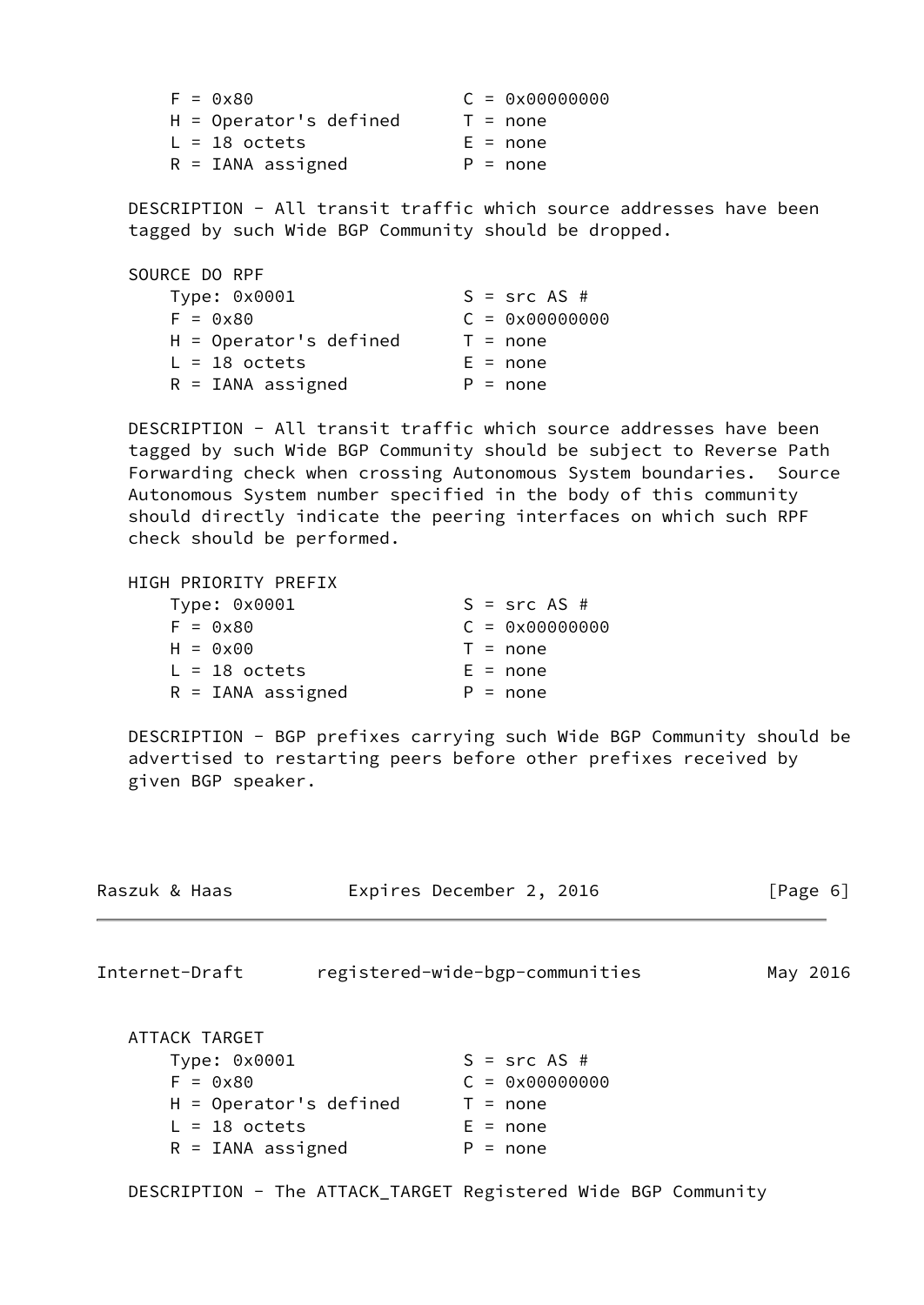```
    F = 0x80                    C = 0x00000000
    H = Operator's defined      T = none
    L = 18 octets               E = none
    R = IANA assigned           P = none
```

DESCRIPTION - All transit traffic which source addresses have been tagged by such Wide BGP Community should be dropped.

SOURCE DO RPF

```
    Type: 0x0001                S = src AS #
    F = 0x80                    C = 0x00000000
    H = Operator's defined      T = none
    L = 18 octets               E = none
    R = IANA assigned           P = none
```

DESCRIPTION - All transit traffic which source addresses have been tagged by such Wide BGP Community should be subject to Reverse Path Forwarding check when crossing Autonomous System boundaries. Source Autonomous System number specified in the body of this community should directly indicate the peering interfaces on which such RPF check should be performed.

HIGH PRIORITY PREFIX

```
    Type: 0x0001                S = src AS #
    F = 0x80                    C = 0x00000000
    H = 0x00                    T = none
    L = 18 octets               E = none
    R = IANA assigned           P = none
```

DESCRIPTION - BGP prefixes carrying such Wide BGP Community should be advertised to restarting peers before other prefixes received by given BGP speaker.

ATTACK TARGET

```
    Type: 0x0001                S = src AS #
    F = 0x80                    C = 0x00000000
    H = Operator's defined      T = none
    L = 18 octets               E = none
    R = IANA assigned           P = none
```

DESCRIPTION - The ATTACK_TARGET Registered Wide BGP Community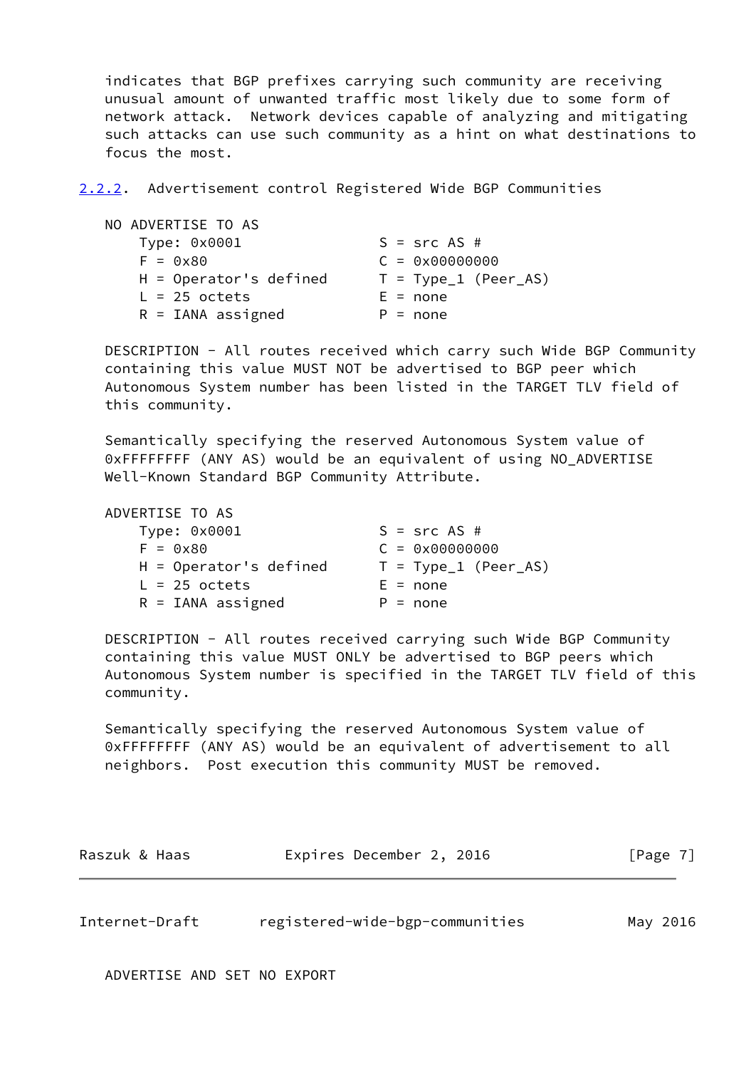indicates that BGP prefixes carrying such community are receiving unusual amount of unwanted traffic most likely due to some form of network attack. Network devices capable of analyzing and mitigating such attacks can use such community as a hint on what destinations to focus the most.

### 2.2.2. Advertisement control Registered Wide BGP Communities

NO ADVERTISE TO AS

```
    Type: 0x0001                   S = src AS #
    F = 0x80                       C = 0x00000000
    H = Operator's defined         T = Type_1 (Peer_AS)
    L = 25 octets                  E = none
    R = IANA assigned              P = none
```

DESCRIPTION - All routes received which carry such Wide BGP Community containing this value MUST NOT be advertised to BGP peer which Autonomous System number has been listed in the TARGET TLV field of this community.

Semantically specifying the reserved Autonomous System value of 0xFFFFFFFF (ANY AS) would be an equivalent of using NO_ADVERTISE Well-Known Standard BGP Community Attribute.

ADVERTISE TO AS

```
    Type: 0x0001                   S = src AS #
    F = 0x80                       C = 0x00000000
    H = Operator's defined         T = Type_1 (Peer_AS)
    L = 25 octets                  E = none
    R = IANA assigned              P = none
```

DESCRIPTION - All routes received carrying such Wide BGP Community containing this value MUST ONLY be advertised to BGP peers which Autonomous System number is specified in the TARGET TLV field of this community.

Semantically specifying the reserved Autonomous System value of 0xFFFFFFFF (ANY AS) would be an equivalent of advertisement to all neighbors. Post execution this community MUST be removed.

ADVERTISE AND SET NO EXPORT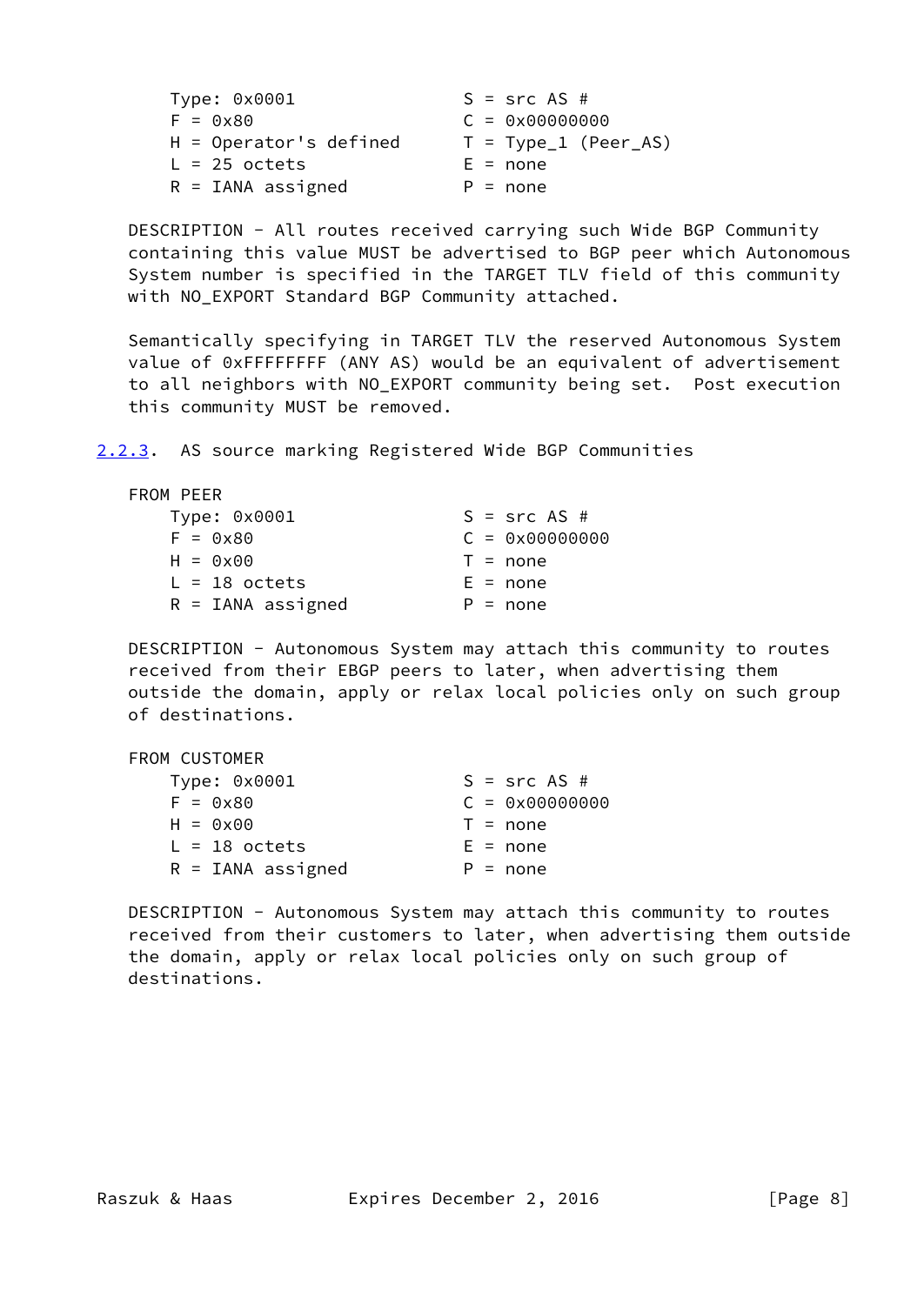```
Type: 0x0001              S = src AS #
F = 0x80                  C = 0x00000000
H = Operator's defined    T = Type_1 (Peer_AS)
L = 25 octets             E = none
R = IANA assigned         P = none
```

DESCRIPTION - All routes received carrying such Wide BGP Community containing this value MUST be advertised to BGP peer which Autonomous System number is specified in the TARGET TLV field of this community with NO_EXPORT Standard BGP Community attached.

Semantically specifying in TARGET TLV the reserved Autonomous System value of 0xFFFFFFFF (ANY AS) would be an equivalent of advertisement to all neighbors with NO_EXPORT community being set. Post execution this community MUST be removed.

### 2.2.3. AS source marking Registered Wide BGP Communities

FROM PEER

```
Type: 0x0001              S = src AS #
F = 0x80                  C = 0x00000000
H = 0x00                  T = none
L = 18 octets             E = none
R = IANA assigned         P = none
```

DESCRIPTION - Autonomous System may attach this community to routes received from their EBGP peers to later, when advertising them outside the domain, apply or relax local policies only on such group of destinations.

FROM CUSTOMER

```
Type: 0x0001              S = src AS #
F = 0x80                  C = 0x00000000
H = 0x00                  T = none
L = 18 octets             E = none
R = IANA assigned         P = none
```

DESCRIPTION - Autonomous System may attach this community to routes received from their customers to later, when advertising them outside the domain, apply or relax local policies only on such group of destinations.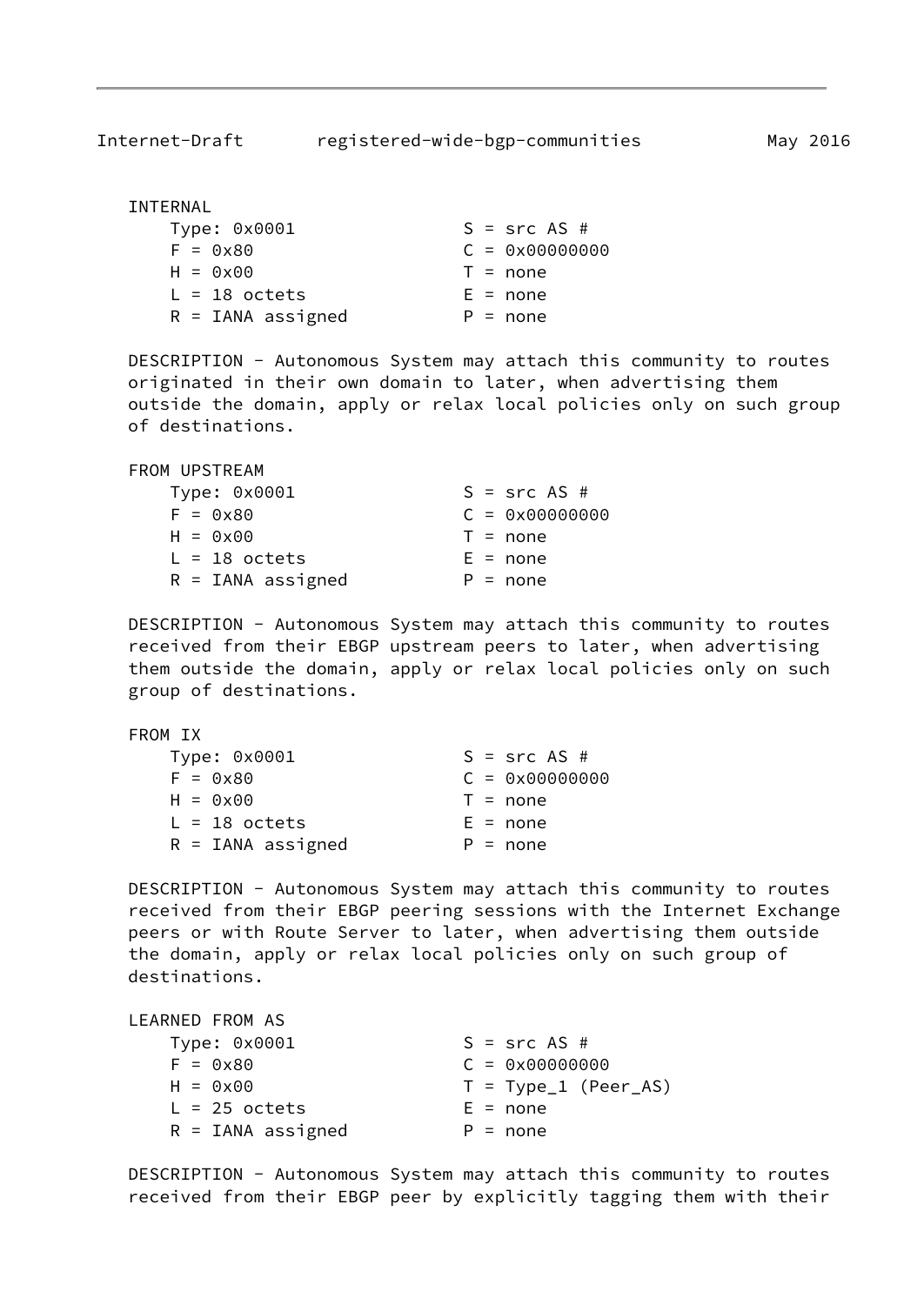INTERNAL

```
    Type: 0x0001                S = src AS #
    F = 0x80                    C = 0x00000000
    H = 0x00                    T = none
    L = 18 octets               E = none
    R = IANA assigned           P = none
```

DESCRIPTION - Autonomous System may attach this community to routes originated in their own domain to later, when advertising them outside the domain, apply or relax local policies only on such group of destinations.

FROM UPSTREAM

```
    Type: 0x0001                S = src AS #
    F = 0x80                    C = 0x00000000
    H = 0x00                    T = none
    L = 18 octets               E = none
    R = IANA assigned           P = none
```

DESCRIPTION - Autonomous System may attach this community to routes received from their EBGP upstream peers to later, when advertising them outside the domain, apply or relax local policies only on such group of destinations.

FROM IX

```
    Type: 0x0001                S = src AS #
    F = 0x80                    C = 0x00000000
    H = 0x00                    T = none
    L = 18 octets               E = none
    R = IANA assigned           P = none
```

DESCRIPTION - Autonomous System may attach this community to routes received from their EBGP peering sessions with the Internet Exchange peers or with Route Server to later, when advertising them outside the domain, apply or relax local policies only on such group of destinations.

LEARNED FROM AS

```
    Type: 0x0001                S = src AS #
    F = 0x80                    C = 0x00000000
    H = 0x00                    T = Type_1 (Peer_AS)
    L = 25 octets               E = none
    R = IANA assigned           P = none
```

DESCRIPTION - Autonomous System may attach this community to routes received from their EBGP peer by explicitly tagging them with their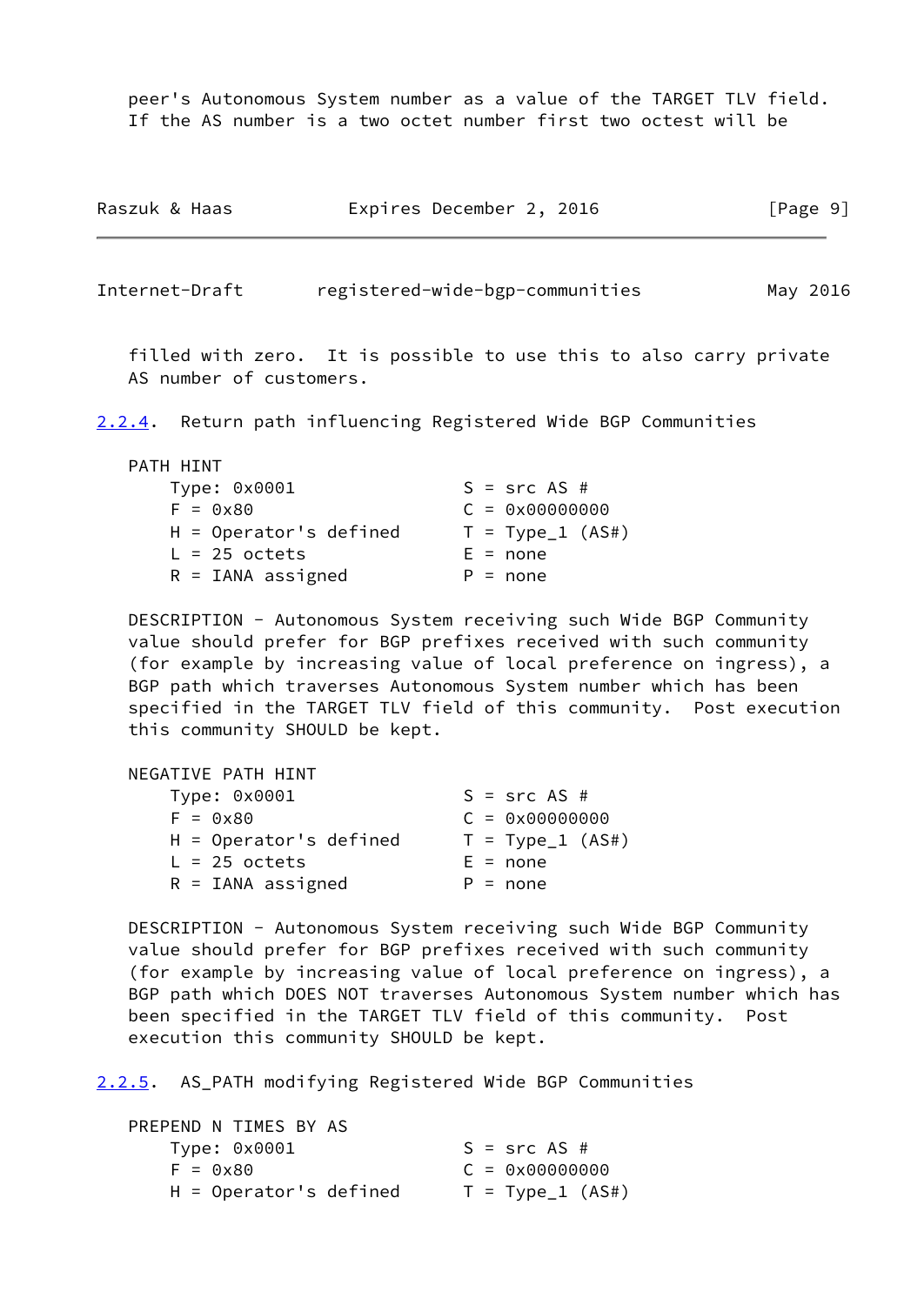peer's Autonomous System number as a value of the TARGET TLV field. If the AS number is a two octet number first two octest will be filled with zero. It is possible to use this to also carry private AS number of customers.

### 2.2.4. Return path influencing Registered Wide BGP Communities

PATH HINT

```
    Type: 0x0001                  S = src AS #
    F = 0x80                      C = 0x00000000
    H = Operator's defined        T = Type_1 (AS#)
    L = 25 octets                 E = none
    R = IANA assigned             P = none
```

DESCRIPTION - Autonomous System receiving such Wide BGP Community value should prefer for BGP prefixes received with such community (for example by increasing value of local preference on ingress), a BGP path which traverses Autonomous System number which has been specified in the TARGET TLV field of this community. Post execution this community SHOULD be kept.

NEGATIVE PATH HINT

```
    Type: 0x0001                  S = src AS #
    F = 0x80                      C = 0x00000000
    H = Operator's defined        T = Type_1 (AS#)
    L = 25 octets                 E = none
    R = IANA assigned             P = none
```

DESCRIPTION - Autonomous System receiving such Wide BGP Community value should prefer for BGP prefixes received with such community (for example by increasing value of local preference on ingress), a BGP path which DOES NOT traverses Autonomous System number which has been specified in the TARGET TLV field of this community. Post execution this community SHOULD be kept.

### 2.2.5. AS_PATH modifying Registered Wide BGP Communities

PREPEND N TIMES BY AS

```
    Type: 0x0001                  S = src AS #
    F = 0x80                      C = 0x00000000
    H = Operator's defined        T = Type_1 (AS#)
```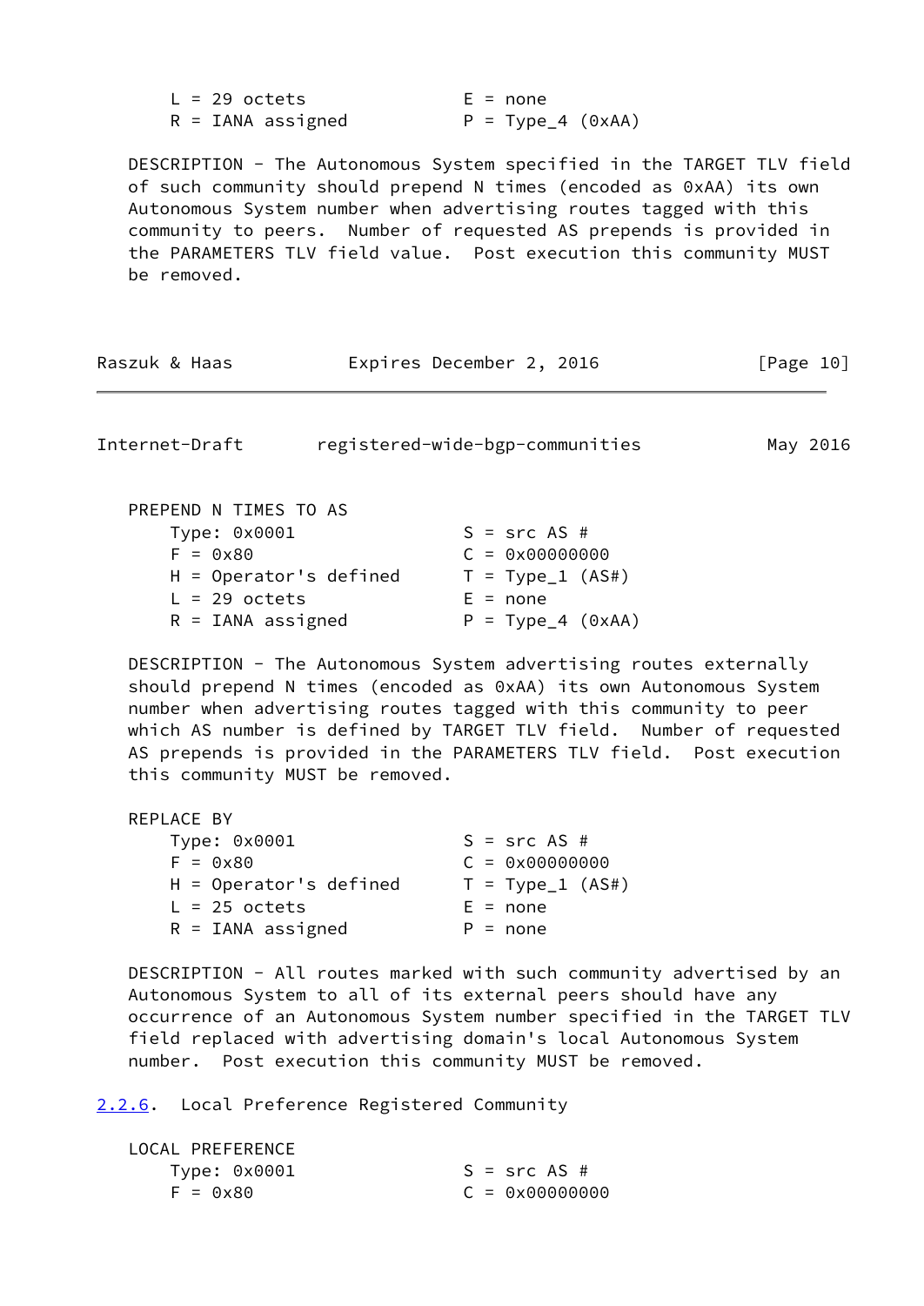```
L = 29 octets              E = none
R = IANA assigned          P = Type_4 (0xAA)
```

DESCRIPTION - The Autonomous System specified in the TARGET TLV field of such community should prepend N times (encoded as 0xAA) its own Autonomous System number when advertising routes tagged with this community to peers. Number of requested AS prepends is provided in the PARAMETERS TLV field value. Post execution this community MUST be removed.

PREPEND N TIMES TO AS

```
Type: 0x0001               S = src AS #
F = 0x80                   C = 0x00000000
H = Operator's defined     T = Type_1 (AS#)
L = 29 octets              E = none
R = IANA assigned          P = Type_4 (0xAA)
```

DESCRIPTION - The Autonomous System advertising routes externally should prepend N times (encoded as 0xAA) its own Autonomous System number when advertising routes tagged with this community to peer which AS number is defined by TARGET TLV field. Number of requested AS prepends is provided in the PARAMETERS TLV field. Post execution this community MUST be removed.

REPLACE BY

```
Type: 0x0001               S = src AS #
F = 0x80                   C = 0x00000000
H = Operator's defined     T = Type_1 (AS#)
L = 25 octets              E = none
R = IANA assigned          P = none
```

DESCRIPTION - All routes marked with such community advertised by an Autonomous System to all of its external peers should have any occurrence of an Autonomous System number specified in the TARGET TLV field replaced with advertising domain's local Autonomous System number. Post execution this community MUST be removed.

### 2.2.6. Local Preference Registered Community

LOCAL PREFERENCE

```
Type: 0x0001               S = src AS #
F = 0x80                   C = 0x00000000
```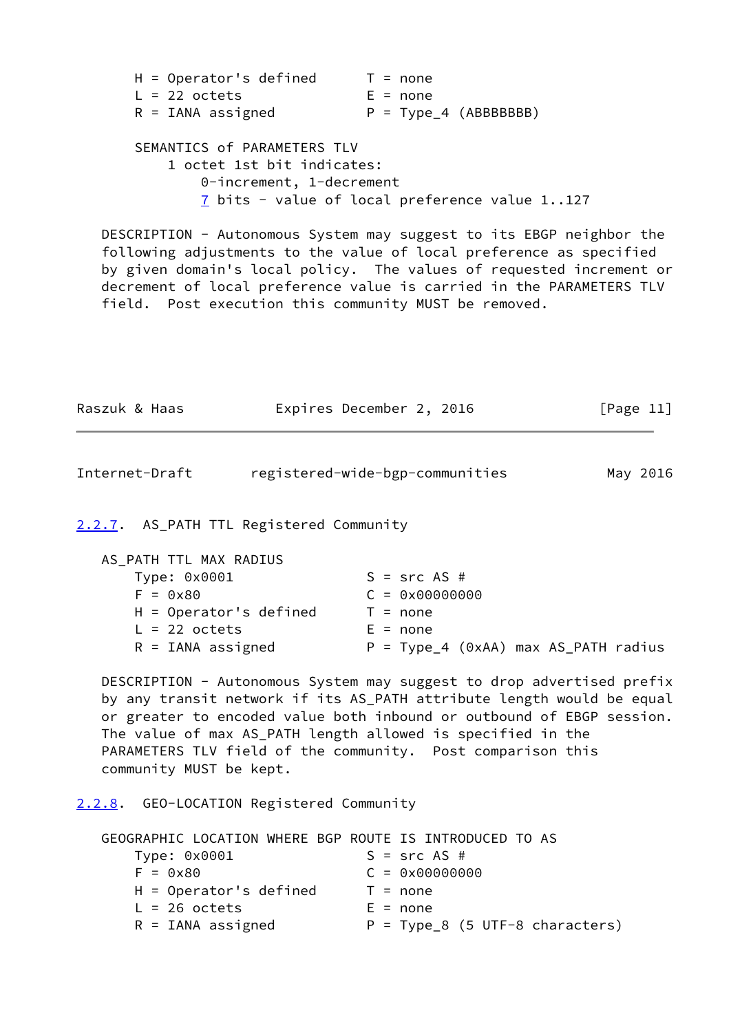```
H = Operator's defined      T = none
L = 22 octets               E = none
R = IANA assigned           P = Type_4 (ABBBBBBB)

SEMANTICS of PARAMETERS TLV
    1 octet 1st bit indicates:
        0-increment, 1-decrement
        7 bits - value of local preference value 1..127
```

DESCRIPTION - Autonomous System may suggest to its EBGP neighbor the following adjustments to the value of local preference as specified by given domain's local policy. The values of requested increment or decrement of local preference value is carried in the PARAMETERS TLV field. Post execution this community MUST be removed.

### 2.2.7. AS_PATH TTL Registered Community

```
AS_PATH TTL MAX RADIUS
    Type: 0x0001                S = src AS #
    F = 0x80                    C = 0x00000000
    H = Operator's defined      T = none
    L = 22 octets               E = none
    R = IANA assigned           P = Type_4 (0xAA) max AS_PATH radius
```

DESCRIPTION - Autonomous System may suggest to drop advertised prefix by any transit network if its AS_PATH attribute length would be equal or greater to encoded value both inbound or outbound of EBGP session. The value of max AS_PATH length allowed is specified in the PARAMETERS TLV field of the community. Post comparison this community MUST be kept.

### 2.2.8. GEO-LOCATION Registered Community

```
GEOGRAPHIC LOCATION WHERE BGP ROUTE IS INTRODUCED TO AS
    Type: 0x0001                S = src AS #
    F = 0x80                    C = 0x00000000
    H = Operator's defined      T = none
    L = 26 octets               E = none
    R = IANA assigned           P = Type_8 (5 UTF-8 characters)
```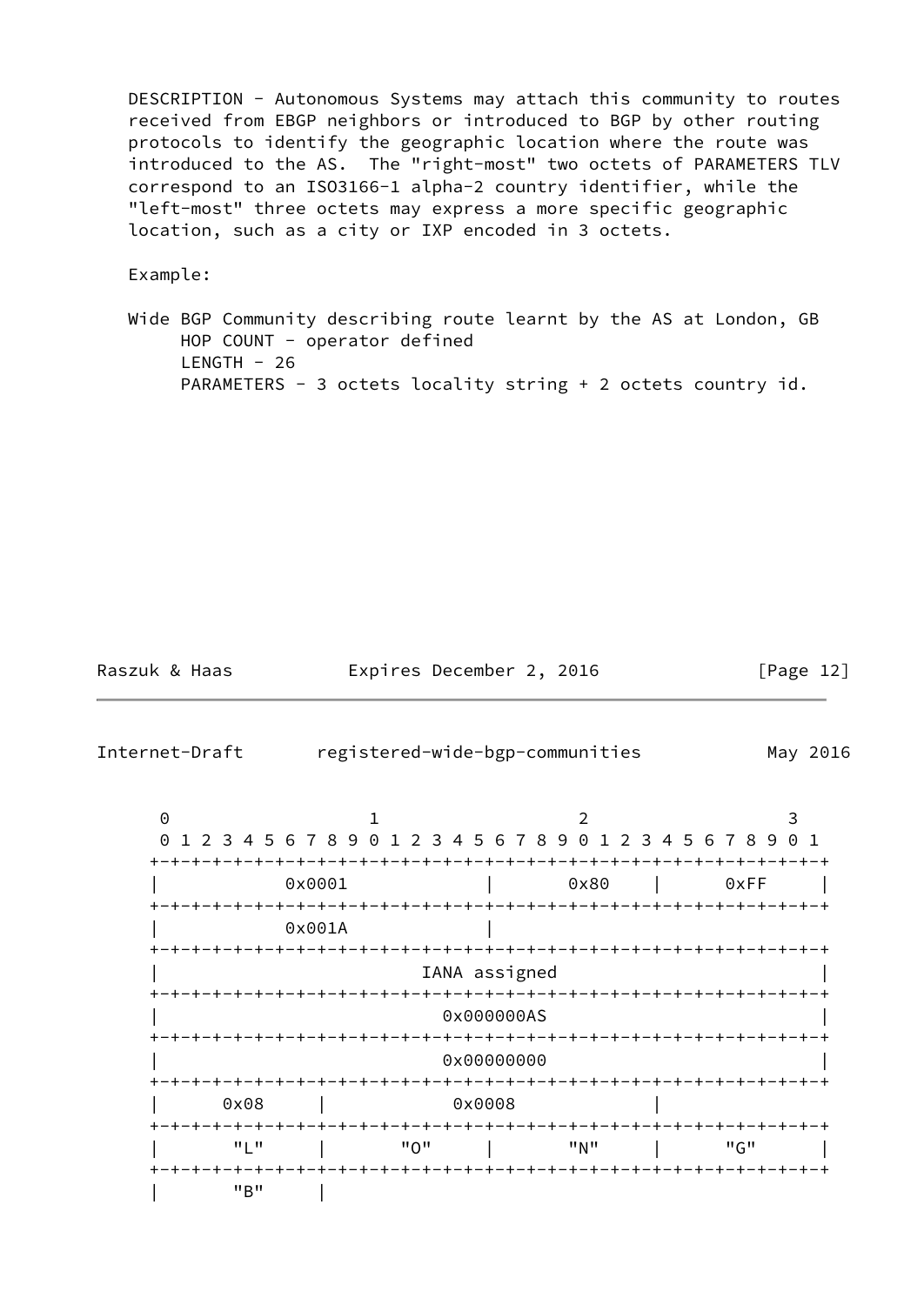DESCRIPTION - Autonomous Systems may attach this community to routes received from EBGP neighbors or introduced to BGP by other routing protocols to identify the geographic location where the route was introduced to the AS. The "right-most" two octets of PARAMETERS TLV correspond to an ISO3166-1 alpha-2 country identifier, while the "left-most" three octets may express a more specific geographic location, such as a city or IXP encoded in 3 octets.

Example:

Wide BGP Community describing route learnt by the AS at London, GB
HOP COUNT - operator defined
LENGTH - 26
PARAMETERS - 3 octets locality string + 2 octets country id.

```
 0                   1                   2                   3
 0 1 2 3 4 5 6 7 8 9 0 1 2 3 4 5 6 7 8 9 0 1 2 3 4 5 6 7 8 9 0 1
+-+-+-+-+-+-+-+-+-+-+-+-+-+-+-+-+-+-+-+-+-+-+-+-+-+-+-+-+-+-+-+-+
|            0x0001             |      0x80     |      0xFF     |
+-+-+-+-+-+-+-+-+-+-+-+-+-+-+-+-+-+-+-+-+-+-+-+-+-+-+-+-+-+-+-+-+
|            0x001A             |
+-+-+-+-+-+-+-+-+-+-+-+-+-+-+-+-+-+-+-+-+-+-+-+-+-+-+-+-+-+-+-+-+
|                         IANA assigned                         |
+-+-+-+-+-+-+-+-+-+-+-+-+-+-+-+-+-+-+-+-+-+-+-+-+-+-+-+-+-+-+-+-+
|                          0x000000AS                           |
+-+-+-+-+-+-+-+-+-+-+-+-+-+-+-+-+-+-+-+-+-+-+-+-+-+-+-+-+-+-+-+-+
|                          0x00000000                           |
+-+-+-+-+-+-+-+-+-+-+-+-+-+-+-+-+-+-+-+-+-+-+-+-+-+-+-+-+-+-+-+-+
|      0x08     |            0x0008             |
+-+-+-+-+-+-+-+-+-+-+-+-+-+-+-+-+-+-+-+-+-+-+-+-+-+-+-+-+-+-+-+-+
|       "L"     |      "O"      |      "N"      |      "G"      |
+-+-+-+-+-+-+-+-+-+-+-+-+-+-+-+-+-+-+-+-+-+-+-+-+-+-+-+-+-+-+-+-+
|       "B"     |
```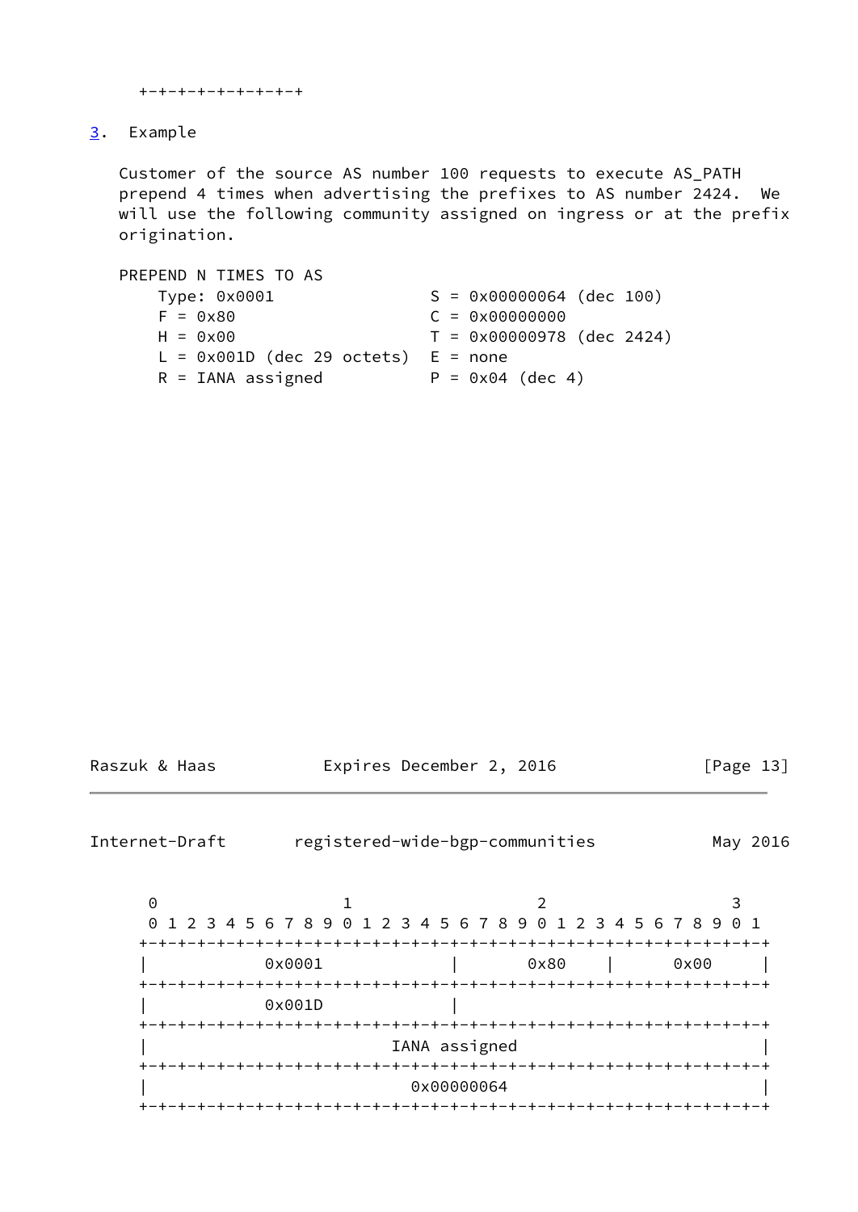```
  +-+-+-+-+-+-+-+-+
```

## 3. Example

Customer of the source AS number 100 requests to execute AS_PATH prepend 4 times when advertising the prefixes to AS number 2424. We will use the following community assigned on ingress or at the prefix origination.

```
PREPEND N TIMES TO AS
    Type: 0x0001                 S = 0x00000064 (dec 100)
    F = 0x80                     C = 0x00000000
    H = 0x00                     T = 0x00000978 (dec 2424)
    L = 0x001D (dec 29 octets)   E = none
    R = IANA assigned            P = 0x04 (dec 4)
```

```
     0                   1                   2                   3
     0 1 2 3 4 5 6 7 8 9 0 1 2 3 4 5 6 7 8 9 0 1 2 3 4 5 6 7 8 9 0 1
    +-+-+-+-+-+-+-+-+-+-+-+-+-+-+-+-+-+-+-+-+-+-+-+-+-+-+-+-+-+-+-+-+
    |            0x0001             |      0x80     |      0x00     |
    +-+-+-+-+-+-+-+-+-+-+-+-+-+-+-+-+-+-+-+-+-+-+-+-+-+-+-+-+-+-+-+-+
    |            0x001D             |
    +-+-+-+-+-+-+-+-+-+-+-+-+-+-+-+-+-+-+-+-+-+-+-+-+-+-+-+-+-+-+-+-+
    |                          IANA assigned                        |
    +-+-+-+-+-+-+-+-+-+-+-+-+-+-+-+-+-+-+-+-+-+-+-+-+-+-+-+-+-+-+-+-+
    |                           0x00000064                          |
    +-+-+-+-+-+-+-+-+-+-+-+-+-+-+-+-+-+-+-+-+-+-+-+-+-+-+-+-+-+-+-+-+
```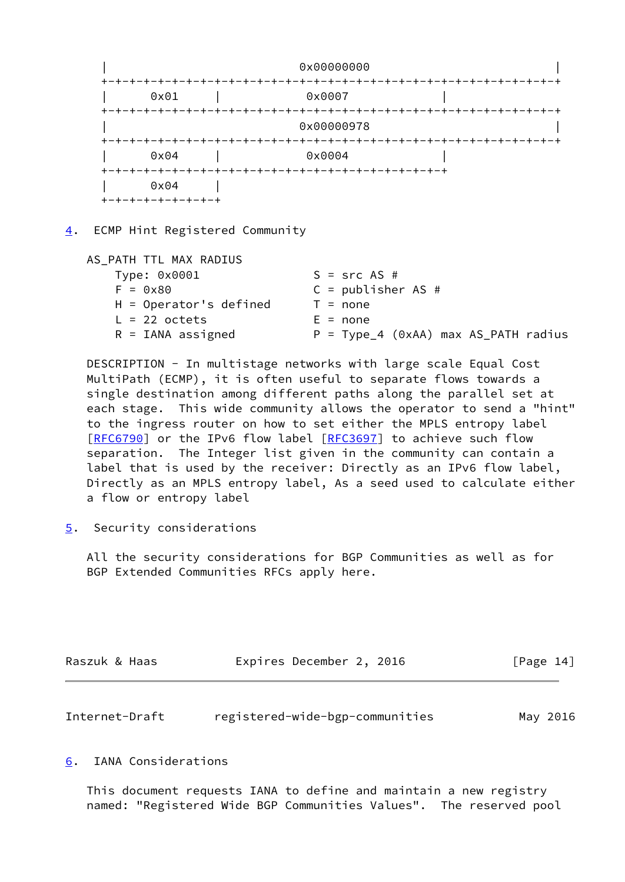```
   |                             0x00000000                        |
   +-+-+-+-+-+-+-+-+-+-+-+-+-+-+-+-+-+-+-+-+-+-+-+-+-+-+-+-+-+-+-+-+
   |      0x01     |            0x0007             |
   +-+-+-+-+-+-+-+-+-+-+-+-+-+-+-+-+-+-+-+-+-+-+-+-+-+-+-+-+-+-+-+-+
   |                             0x00000978                        |
   +-+-+-+-+-+-+-+-+-+-+-+-+-+-+-+-+-+-+-+-+-+-+-+-+-+-+-+-+-+-+-+-+
   |      0x04     |            0x0004             |
   +-+-+-+-+-+-+-+-+-+-+-+-+-+-+-+-+-+-+-+-+-+-+-+-+
   |      0x04     |
   +-+-+-+-+-+-+-+-+
```

## 4. ECMP Hint Registered Community

```
   AS_PATH TTL MAX RADIUS
       Type: 0x0001                  S = src AS #
       F = 0x80                      C = publisher AS #
       H = Operator's defined        T = none
       L = 22 octets                 E = none
       R = IANA assigned             P = Type_4 (0xAA) max AS_PATH radius
```

DESCRIPTION - In multistage networks with large scale Equal Cost MultiPath (ECMP), it is often useful to separate flows towards a single destination among different paths along the parallel set at each stage. This wide community allows the operator to send a "hint" to the ingress router on how to set either the MPLS entropy label [RFC6790] or the IPv6 flow label [RFC3697] to achieve such flow separation. The Integer list given in the community can contain a label that is used by the receiver: Directly as an IPv6 flow label, Directly as an MPLS entropy label, As a seed used to calculate either a flow or entropy label

## 5. Security considerations

All the security considerations for BGP Communities as well as for BGP Extended Communities RFCs apply here.

## 6. IANA Considerations

This document requests IANA to define and maintain a new registry named: "Registered Wide BGP Communities Values". The reserved pool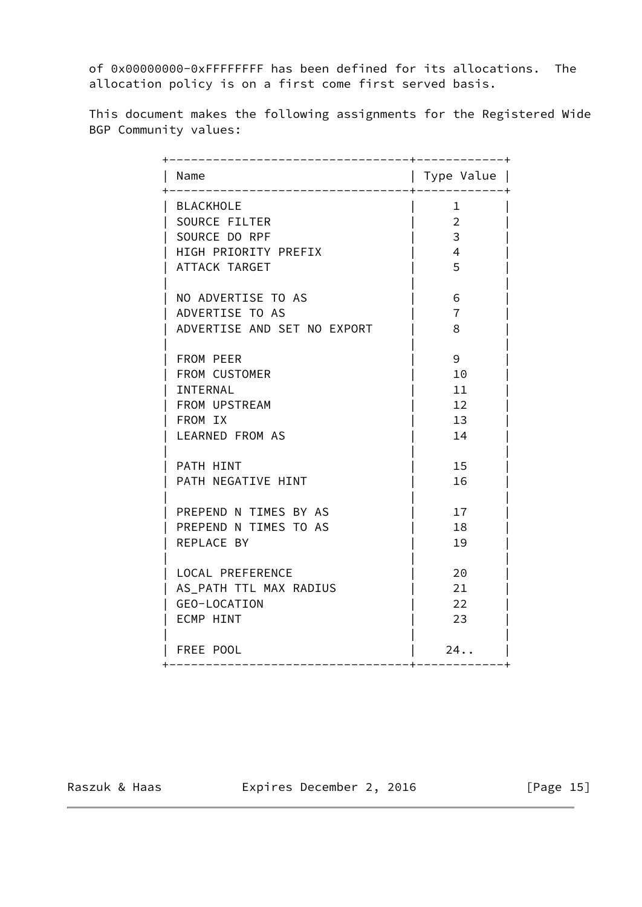of 0x00000000-0xFFFFFFFF has been defined for its allocations. The allocation policy is on a first come first served basis.

This document makes the following assignments for the Registered Wide BGP Community values:

| Name | Type Value |
| --- | --- |
| BLACKHOLE | 1 |
| SOURCE FILTER | 2 |
| SOURCE DO RPF | 3 |
| HIGH PRIORITY PREFIX | 4 |
| ATTACK TARGET | 5 |
| | |
| NO ADVERTISE TO AS | 6 |
| ADVERTISE TO AS | 7 |
| ADVERTISE AND SET NO EXPORT | 8 |
| | |
| FROM PEER | 9 |
| FROM CUSTOMER | 10 |
| INTERNAL | 11 |
| FROM UPSTREAM | 12 |
| FROM IX | 13 |
| LEARNED FROM AS | 14 |
| | |
| PATH HINT | 15 |
| PATH NEGATIVE HINT | 16 |
| | |
| PREPEND N TIMES BY AS | 17 |
| PREPEND N TIMES TO AS | 18 |
| REPLACE BY | 19 |
| | |
| LOCAL PREFERENCE | 20 |
| AS_PATH TTL MAX RADIUS | 21 |
| GEO-LOCATION | 22 |
| ECMP HINT | 23 |
| | |
| FREE POOL | 24.. |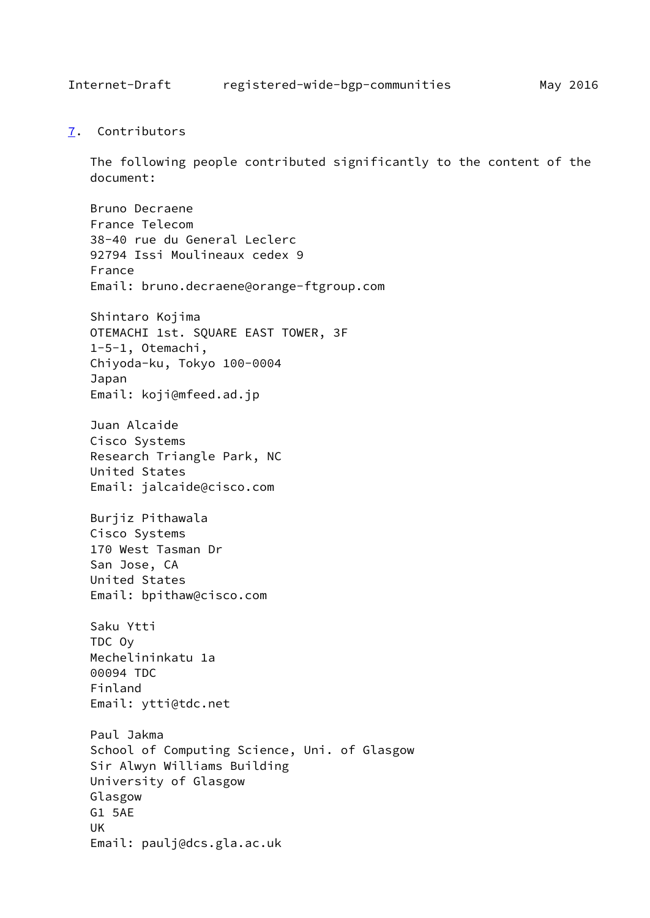## 7. Contributors

The following people contributed significantly to the content of the document:

Bruno Decraene
France Telecom
38-40 rue du General Leclerc
92794 Issi Moulineaux cedex 9
France
Email: bruno.decraene@orange-ftgroup.com

Shintaro Kojima
OTEMACHI 1st. SQUARE EAST TOWER, 3F
1-5-1, Otemachi,
Chiyoda-ku, Tokyo 100-0004
Japan
Email: koji@mfeed.ad.jp

Juan Alcaide
Cisco Systems
Research Triangle Park, NC
United States
Email: jalcaide@cisco.com

Burjiz Pithawala
Cisco Systems
170 West Tasman Dr
San Jose, CA
United States
Email: bpithaw@cisco.com

Saku Ytti
TDC Oy
Mechelininkatu 1a
00094 TDC
Finland
Email: ytti@tdc.net

Paul Jakma
School of Computing Science, Uni. of Glasgow
Sir Alwyn Williams Building
University of Glasgow
Glasgow
G1 5AE
UK
Email: paulj@dcs.gla.ac.uk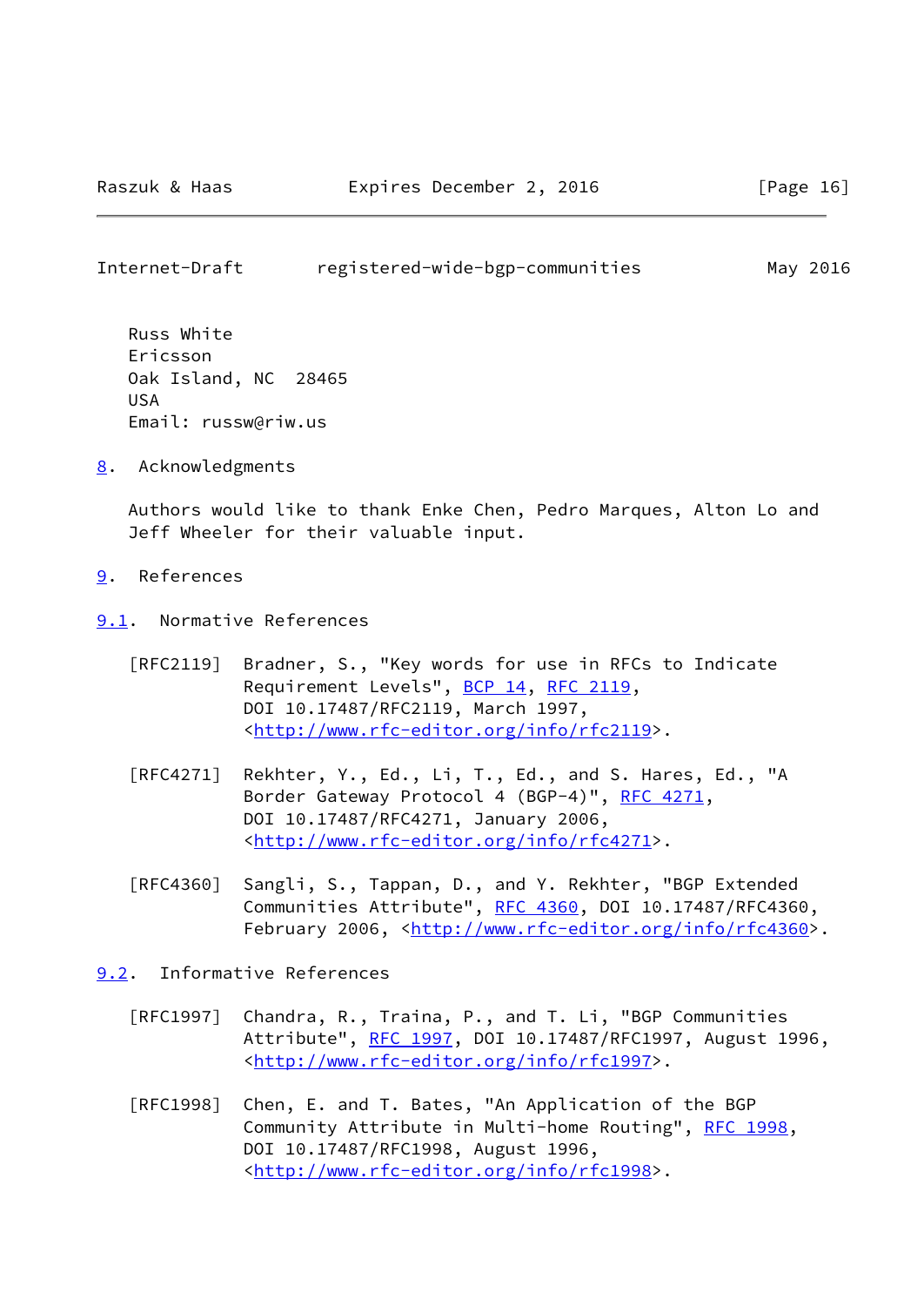Russ White
Ericsson
Oak Island, NC  28465
USA
Email: russw@riw.us

## 8. Acknowledgments

Authors would like to thank Enke Chen, Pedro Marques, Alton Lo and Jeff Wheeler for their valuable input.

## 9. References

### 9.1. Normative References

[RFC2119] Bradner, S., "Key words for use in RFCs to Indicate Requirement Levels", BCP 14, RFC 2119, DOI 10.17487/RFC2119, March 1997, <http://www.rfc-editor.org/info/rfc2119>.

[RFC4271] Rekhter, Y., Ed., Li, T., Ed., and S. Hares, Ed., "A Border Gateway Protocol 4 (BGP-4)", RFC 4271, DOI 10.17487/RFC4271, January 2006, <http://www.rfc-editor.org/info/rfc4271>.

[RFC4360] Sangli, S., Tappan, D., and Y. Rekhter, "BGP Extended Communities Attribute", RFC 4360, DOI 10.17487/RFC4360, February 2006, <http://www.rfc-editor.org/info/rfc4360>.

### 9.2. Informative References

[RFC1997] Chandra, R., Traina, P., and T. Li, "BGP Communities Attribute", RFC 1997, DOI 10.17487/RFC1997, August 1996, <http://www.rfc-editor.org/info/rfc1997>.

[RFC1998] Chen, E. and T. Bates, "An Application of the BGP Community Attribute in Multi-home Routing", RFC 1998, DOI 10.17487/RFC1998, August 1996, <http://www.rfc-editor.org/info/rfc1998>.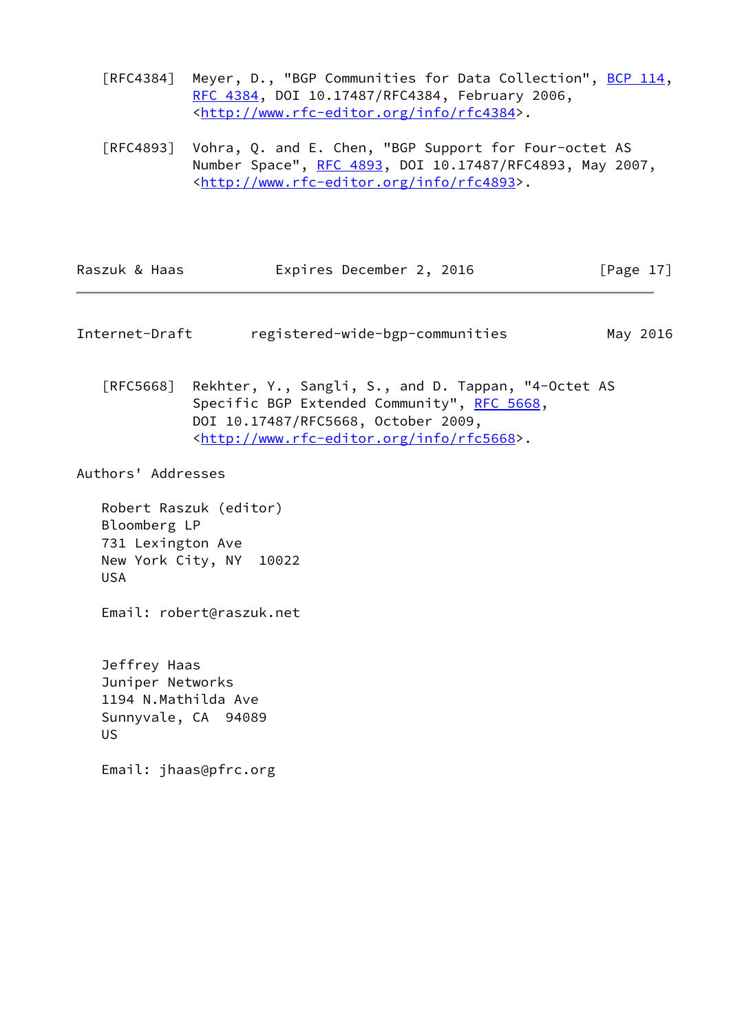[RFC4384] Meyer, D., "BGP Communities for Data Collection", BCP 114, RFC 4384, DOI 10.17487/RFC4384, February 2006, <http://www.rfc-editor.org/info/rfc4384>.

[RFC4893] Vohra, Q. and E. Chen, "BGP Support for Four-octet AS Number Space", RFC 4893, DOI 10.17487/RFC4893, May 2007, <http://www.rfc-editor.org/info/rfc4893>.

[RFC5668] Rekhter, Y., Sangli, S., and D. Tappan, "4-Octet AS Specific BGP Extended Community", RFC 5668, DOI 10.17487/RFC5668, October 2009, <http://www.rfc-editor.org/info/rfc5668>.

## Authors' Addresses

Robert Raszuk (editor)
Bloomberg LP
731 Lexington Ave
New York City, NY  10022
USA

Email: robert@raszuk.net

Jeffrey Haas
Juniper Networks
1194 N.Mathilda Ave
Sunnyvale, CA  94089
US

Email: jhaas@pfrc.org